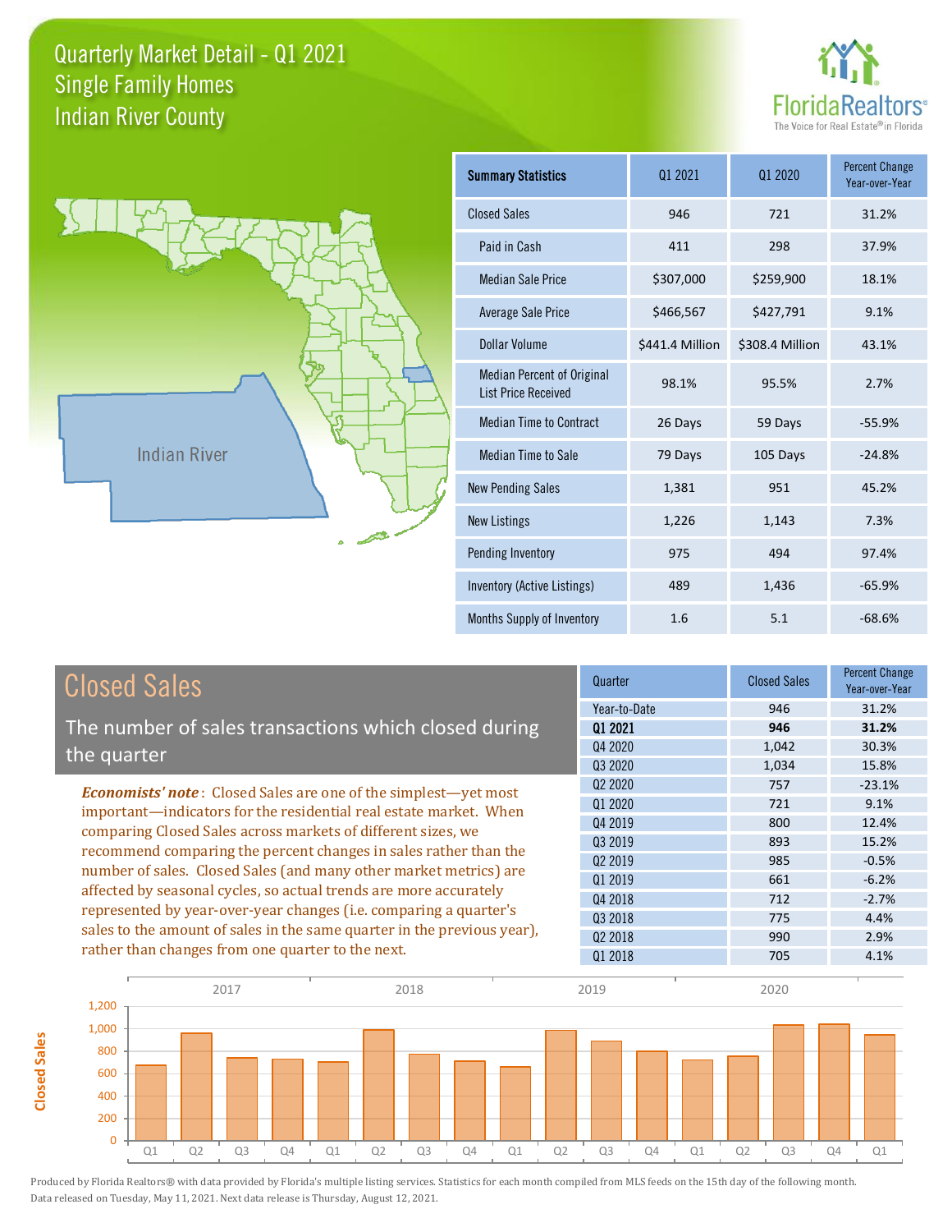# Quarterly Market Detail - Q1 2021
## Single Family Homes
## Indian River County

FloridaRealtors®
The Voice for Real Estate® in Florida

Indian River

| Summary Statistics | Q1 2021 | Q1 2020 | Percent Change Year-over-Year |
|---|---|---|---|
| Closed Sales | 946 | 721 | 31.2% |
| Paid in Cash | 411 | 298 | 37.9% |
| Median Sale Price | $307,000 | $259,900 | 18.1% |
| Average Sale Price | $466,567 | $427,791 | 9.1% |
| Dollar Volume | $441.4 Million | $308.4 Million | 43.1% |
| Median Percent of Original List Price Received | 98.1% | 95.5% | 2.7% |
| Median Time to Contract | 26 Days | 59 Days | -55.9% |
| Median Time to Sale | 79 Days | 105 Days | -24.8% |
| New Pending Sales | 1,381 | 951 | 45.2% |
| New Listings | 1,226 | 1,143 | 7.3% |
| Pending Inventory | 975 | 494 | 97.4% |
| Inventory (Active Listings) | 489 | 1,436 | -65.9% |
| Months Supply of Inventory | 1.6 | 5.1 | -68.6% |

## Closed Sales

The number of sales transactions which closed during the quarter

*Economists' note*: Closed Sales are one of the simplest—yet most important—indicators for the residential real estate market. When comparing Closed Sales across markets of different sizes, we recommend comparing the percent changes in sales rather than the number of sales. Closed Sales (and many other market metrics) are affected by seasonal cycles, so actual trends are more accurately represented by year-over-year changes (i.e. comparing a quarter's sales to the amount of sales in the same quarter in the previous year), rather than changes from one quarter to the next.

| Quarter | Closed Sales | Percent Change Year-over-Year |
|---|---|---|
| Year-to-Date | 946 | 31.2% |
| **Q1 2021** | **946** | **31.2%** |
| Q4 2020 | 1,042 | 30.3% |
| Q3 2020 | 1,034 | 15.8% |
| Q2 2020 | 757 | -23.1% |
| Q1 2020 | 721 | 9.1% |
| Q4 2019 | 800 | 12.4% |
| Q3 2019 | 893 | 15.2% |
| Q2 2019 | 985 | -0.5% |
| Q1 2019 | 661 | -6.2% |
| Q4 2018 | 712 | -2.7% |
| Q3 2018 | 775 | 4.4% |
| Q2 2018 | 990 | 2.9% |
| Q1 2018 | 705 | 4.1% |

Produced by Florida Realtors® with data provided by Florida's multiple listing services. Statistics for each month compiled from MLS feeds on the 15th day of the following month. Data released on Tuesday, May 11, 2021. Next data release is Thursday, August 12, 2021.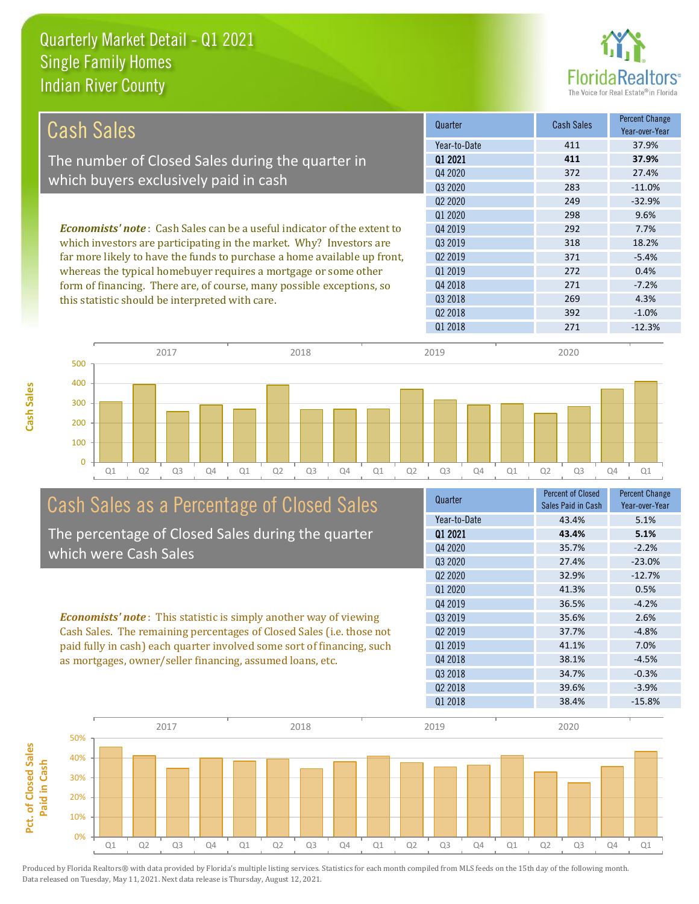# Quarterly Market Detail - Q1 2021
## Single Family Homes
## Indian River County

FloridaRealtors® The Voice for Real Estate® in Florida

## Cash Sales

The number of Closed Sales during the quarter in which buyers exclusively paid in cash

*Economists' note*: Cash Sales can be a useful indicator of the extent to which investors are participating in the market. Why? Investors are far more likely to have the funds to purchase a home available up front, whereas the typical homebuyer requires a mortgage or some other form of financing. There are, of course, many possible exceptions, so this statistic should be interpreted with care.

| Quarter | Cash Sales | Percent Change Year-over-Year |
|---|---|---|
| Year-to-Date | 411 | 37.9% |
| **Q1 2021** | **411** | **37.9%** |
| Q4 2020 | 372 | 27.4% |
| Q3 2020 | 283 | -11.0% |
| Q2 2020 | 249 | -32.9% |
| Q1 2020 | 298 | 9.6% |
| Q4 2019 | 292 | 7.7% |
| Q3 2019 | 318 | 18.2% |
| Q2 2019 | 371 | -5.4% |
| Q1 2019 | 272 | 0.4% |
| Q4 2018 | 271 | -7.2% |
| Q3 2018 | 269 | 4.3% |
| Q2 2018 | 392 | -1.0% |
| Q1 2018 | 271 | -12.3% |

## Cash Sales as a Percentage of Closed Sales

The percentage of Closed Sales during the quarter which were Cash Sales

*Economists' note*: This statistic is simply another way of viewing Cash Sales. The remaining percentages of Closed Sales (i.e. those not paid fully in cash) each quarter involved some sort of financing, such as mortgages, owner/seller financing, assumed loans, etc.

| Quarter | Percent of Closed Sales Paid in Cash | Percent Change Year-over-Year |
|---|---|---|
| Year-to-Date | 43.4% | 5.1% |
| **Q1 2021** | **43.4%** | **5.1%** |
| Q4 2020 | 35.7% | -2.2% |
| Q3 2020 | 27.4% | -23.0% |
| Q2 2020 | 32.9% | -12.7% |
| Q1 2020 | 41.3% | 0.5% |
| Q4 2019 | 36.5% | -4.2% |
| Q3 2019 | 35.6% | 2.6% |
| Q2 2019 | 37.7% | -4.8% |
| Q1 2019 | 41.1% | 7.0% |
| Q4 2018 | 38.1% | -4.5% |
| Q3 2018 | 34.7% | -0.3% |
| Q2 2018 | 39.6% | -3.9% |
| Q1 2018 | 38.4% | -15.8% |

Produced by Florida Realtors® with data provided by Florida's multiple listing services. Statistics for each month compiled from MLS feeds on the 15th day of the following month. Data released on Tuesday, May 11, 2021. Next data release is Thursday, August 12, 2021.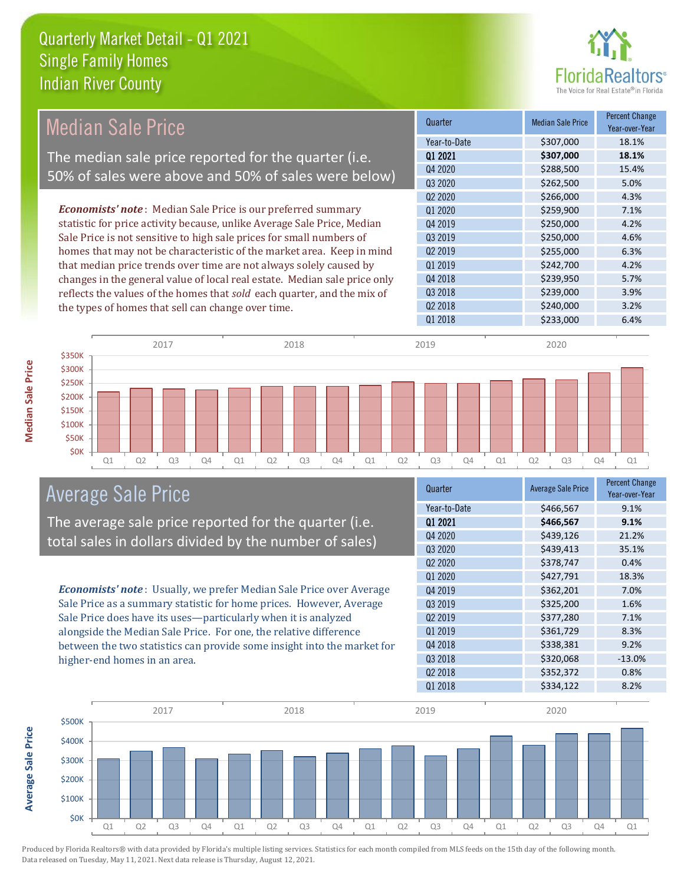# Quarterly Market Detail - Q1 2021
## Single Family Homes
## Indian River County

## Median Sale Price

The median sale price reported for the quarter (i.e. 50% of sales were above and 50% of sales were below)

*Economists' note*: Median Sale Price is our preferred summary statistic for price activity because, unlike Average Sale Price, Median Sale Price is not sensitive to high sale prices for small numbers of homes that may not be characteristic of the market area. Keep in mind that median price trends over time are not always solely caused by changes in the general value of local real estate. Median sale price only reflects the values of the homes that *sold* each quarter, and the mix of the types of homes that sell can change over time.

| Quarter | Median Sale Price | Percent Change Year-over-Year |
|---|---|---|
| Year-to-Date | $307,000 | 18.1% |
| **Q1 2021** | **$307,000** | **18.1%** |
| Q4 2020 | $288,500 | 15.4% |
| Q3 2020 | $262,500 | 5.0% |
| Q2 2020 | $266,000 | 4.3% |
| Q1 2020 | $259,900 | 7.1% |
| Q4 2019 | $250,000 | 4.2% |
| Q3 2019 | $250,000 | 4.6% |
| Q2 2019 | $255,000 | 6.3% |
| Q1 2019 | $242,700 | 4.2% |
| Q4 2018 | $239,950 | 5.7% |
| Q3 2018 | $239,000 | 3.9% |
| Q2 2018 | $240,000 | 3.2% |
| Q1 2018 | $233,000 | 6.4% |

## Average Sale Price

The average sale price reported for the quarter (i.e. total sales in dollars divided by the number of sales)

*Economists' note*: Usually, we prefer Median Sale Price over Average Sale Price as a summary statistic for home prices. However, Average Sale Price does have its uses—particularly when it is analyzed alongside the Median Sale Price. For one, the relative difference between the two statistics can provide some insight into the market for higher-end homes in an area.

| Quarter | Average Sale Price | Percent Change Year-over-Year |
|---|---|---|
| Year-to-Date | $466,567 | 9.1% |
| **Q1 2021** | **$466,567** | **9.1%** |
| Q4 2020 | $439,126 | 21.2% |
| Q3 2020 | $439,413 | 35.1% |
| Q2 2020 | $378,747 | 0.4% |
| Q1 2020 | $427,791 | 18.3% |
| Q4 2019 | $362,201 | 7.0% |
| Q3 2019 | $325,200 | 1.6% |
| Q2 2019 | $377,280 | 7.1% |
| Q1 2019 | $361,729 | 8.3% |
| Q4 2018 | $338,381 | 9.2% |
| Q3 2018 | $320,068 | -13.0% |
| Q2 2018 | $352,372 | 0.8% |
| Q1 2018 | $334,122 | 8.2% |

Produced by Florida Realtors® with data provided by Florida's multiple listing services. Statistics for each month compiled from MLS feeds on the 15th day of the following month. Data released on Tuesday, May 11, 2021. Next data release is Thursday, August 12, 2021.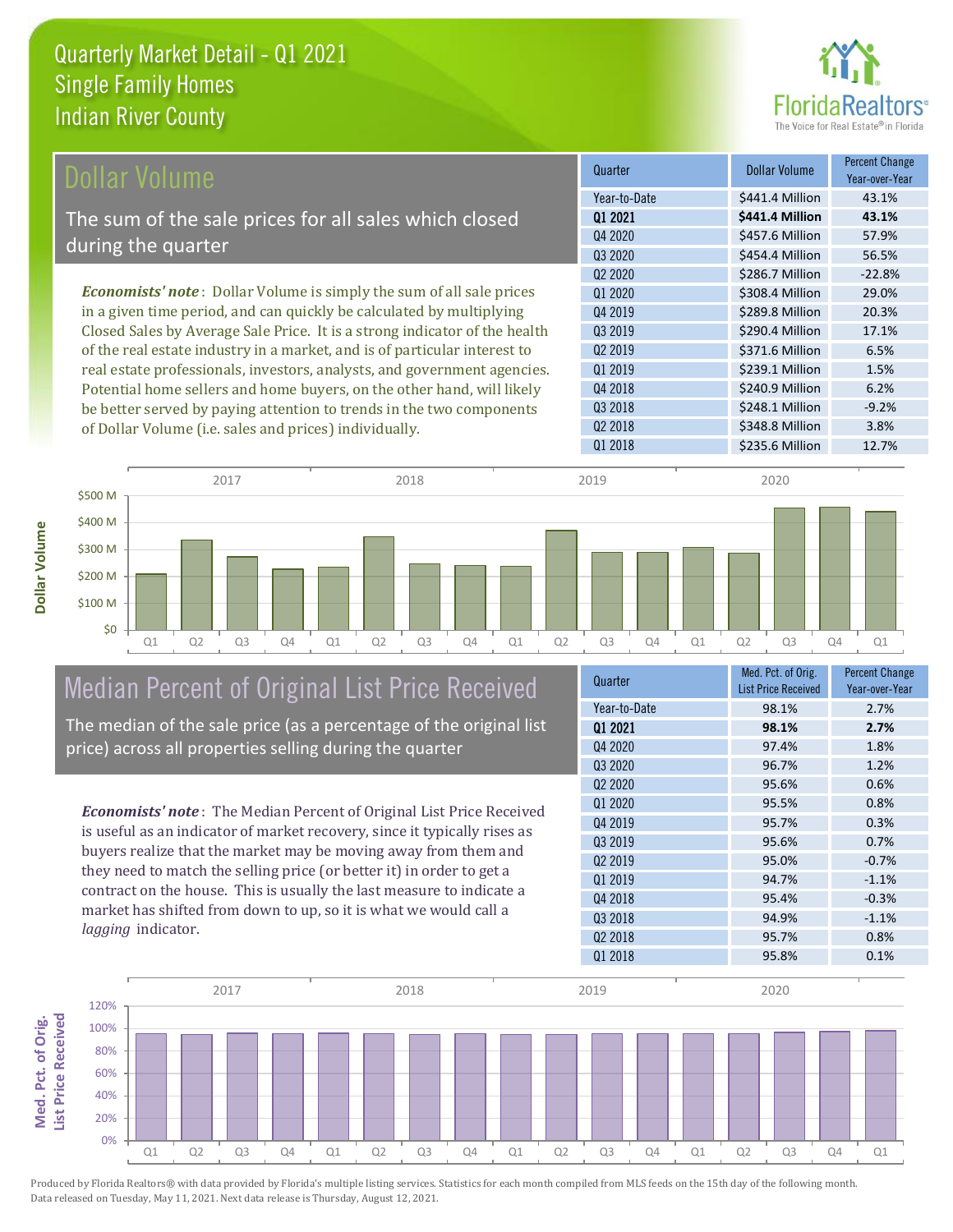# Quarterly Market Detail - Q1 2021
## Single Family Homes
## Indian River County

## Dollar Volume

The sum of the sale prices for all sales which closed during the quarter

*Economists' note*: Dollar Volume is simply the sum of all sale prices in a given time period, and can quickly be calculated by multiplying Closed Sales by Average Sale Price. It is a strong indicator of the health of the real estate industry in a market, and is of particular interest to real estate professionals, investors, analysts, and government agencies. Potential home sellers and home buyers, on the other hand, will likely be better served by paying attention to trends in the two components of Dollar Volume (i.e. sales and prices) individually.

| Quarter | Dollar Volume | Percent Change Year-over-Year |
|---|---|---|
| Year-to-Date | $441.4 Million | 43.1% |
| **Q1 2021** | **$441.4 Million** | **43.1%** |
| Q4 2020 | $457.6 Million | 57.9% |
| Q3 2020 | $454.4 Million | 56.5% |
| Q2 2020 | $286.7 Million | -22.8% |
| Q1 2020 | $308.4 Million | 29.0% |
| Q4 2019 | $289.8 Million | 20.3% |
| Q3 2019 | $290.4 Million | 17.1% |
| Q2 2019 | $371.6 Million | 6.5% |
| Q1 2019 | $239.1 Million | 1.5% |
| Q4 2018 | $240.9 Million | 6.2% |
| Q3 2018 | $248.1 Million | -9.2% |
| Q2 2018 | $348.8 Million | 3.8% |
| Q1 2018 | $235.6 Million | 12.7% |

## Median Percent of Original List Price Received

The median of the sale price (as a percentage of the original list price) across all properties selling during the quarter

*Economists' note*: The Median Percent of Original List Price Received is useful as an indicator of market recovery, since it typically rises as buyers realize that the market may be moving away from them and they need to match the selling price (or better it) in order to get a contract on the house. This is usually the last measure to indicate a market has shifted from down to up, so it is what we would call a *lagging* indicator.

| Quarter | Med. Pct. of Orig. List Price Received | Percent Change Year-over-Year |
|---|---|---|
| Year-to-Date | 98.1% | 2.7% |
| **Q1 2021** | **98.1%** | **2.7%** |
| Q4 2020 | 97.4% | 1.8% |
| Q3 2020 | 96.7% | 1.2% |
| Q2 2020 | 95.6% | 0.6% |
| Q1 2020 | 95.5% | 0.8% |
| Q4 2019 | 95.7% | 0.3% |
| Q3 2019 | 95.6% | 0.7% |
| Q2 2019 | 95.0% | -0.7% |
| Q1 2019 | 94.7% | -1.1% |
| Q4 2018 | 95.4% | -0.3% |
| Q3 2018 | 94.9% | -1.1% |
| Q2 2018 | 95.7% | 0.8% |
| Q1 2018 | 95.8% | 0.1% |

Produced by Florida Realtors® with data provided by Florida's multiple listing services. Statistics for each month compiled from MLS feeds on the 15th day of the following month. Data released on Tuesday, May 11, 2021. Next data release is Thursday, August 12, 2021.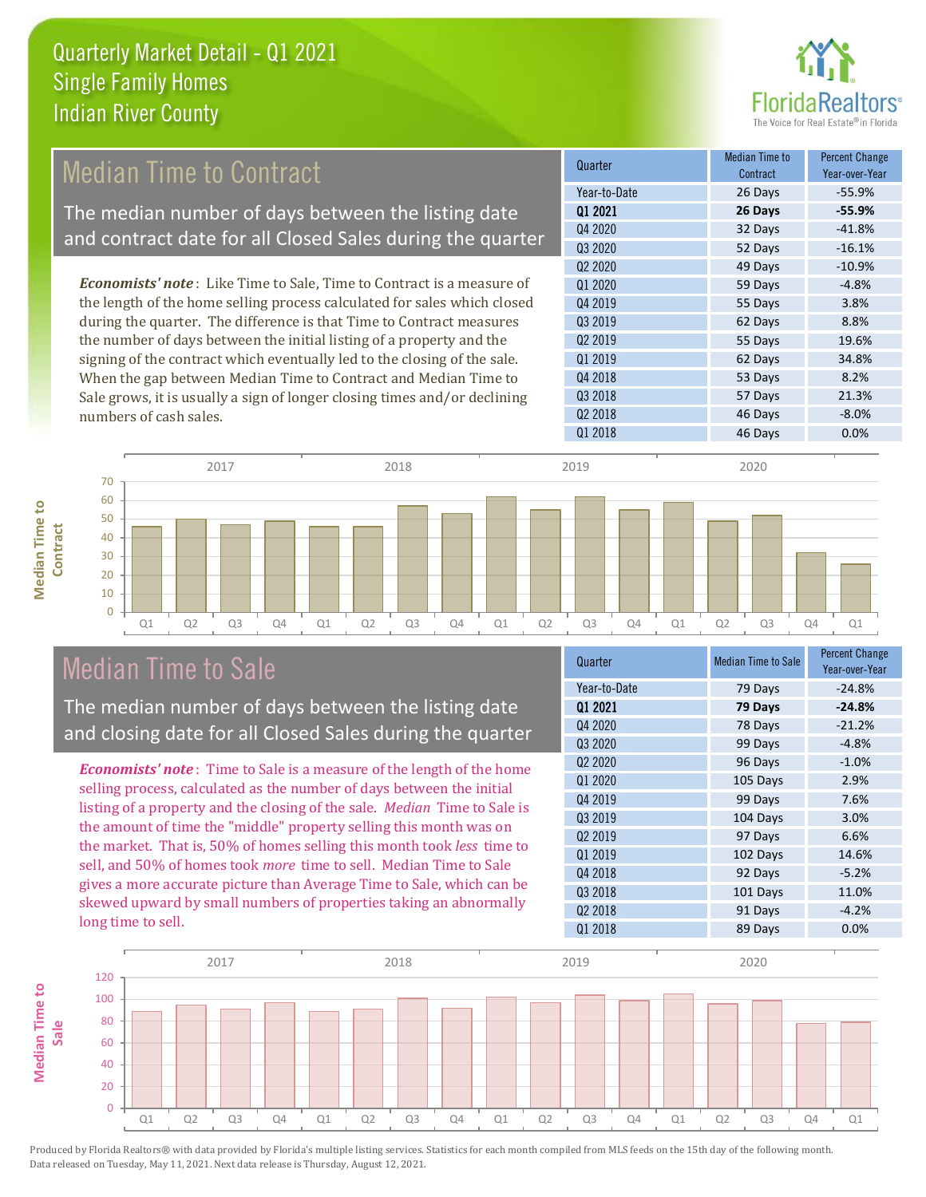# Quarterly Market Detail - Q1 2021
## Single Family Homes
## Indian River County

## Median Time to Contract

The median number of days between the listing date and contract date for all Closed Sales during the quarter

*Economists' note*: Like Time to Sale, Time to Contract is a measure of the length of the home selling process calculated for sales which closed during the quarter. The difference is that Time to Contract measures the number of days between the initial listing of a property and the signing of the contract which eventually led to the closing of the sale. When the gap between Median Time to Contract and Median Time to Sale grows, it is usually a sign of longer closing times and/or declining numbers of cash sales.

| Quarter | Median Time to Contract | Percent Change Year-over-Year |
|---|---|---|
| Year-to-Date | 26 Days | -55.9% |
| **Q1 2021** | **26 Days** | **-55.9%** |
| Q4 2020 | 32 Days | -41.8% |
| Q3 2020 | 52 Days | -16.1% |
| Q2 2020 | 49 Days | -10.9% |
| Q1 2020 | 59 Days | -4.8% |
| Q4 2019 | 55 Days | 3.8% |
| Q3 2019 | 62 Days | 8.8% |
| Q2 2019 | 55 Days | 19.6% |
| Q1 2019 | 62 Days | 34.8% |
| Q4 2018 | 53 Days | 8.2% |
| Q3 2018 | 57 Days | 21.3% |
| Q2 2018 | 46 Days | -8.0% |
| Q1 2018 | 46 Days | 0.0% |

## Median Time to Sale

The median number of days between the listing date and closing date for all Closed Sales during the quarter

*Economists' note*: Time to Sale is a measure of the length of the home selling process, calculated as the number of days between the initial listing of a property and the closing of the sale. *Median* Time to Sale is the amount of time the "middle" property selling this month was on the market. That is, 50% of homes selling this month took *less* time to sell, and 50% of homes took *more* time to sell. Median Time to Sale gives a more accurate picture than Average Time to Sale, which can be skewed upward by small numbers of properties taking an abnormally long time to sell.

| Quarter | Median Time to Sale | Percent Change Year-over-Year |
|---|---|---|
| Year-to-Date | 79 Days | -24.8% |
| **Q1 2021** | **79 Days** | **-24.8%** |
| Q4 2020 | 78 Days | -21.2% |
| Q3 2020 | 99 Days | -4.8% |
| Q2 2020 | 96 Days | -1.0% |
| Q1 2020 | 105 Days | 2.9% |
| Q4 2019 | 99 Days | 7.6% |
| Q3 2019 | 104 Days | 3.0% |
| Q2 2019 | 97 Days | 6.6% |
| Q1 2019 | 102 Days | 14.6% |
| Q4 2018 | 92 Days | -5.2% |
| Q3 2018 | 101 Days | 11.0% |
| Q2 2018 | 91 Days | -4.2% |
| Q1 2018 | 89 Days | 0.0% |

Produced by Florida Realtors® with data provided by Florida's multiple listing services. Statistics for each month compiled from MLS feeds on the 15th day of the following month. Data released on Tuesday, May 11, 2021. Next data release is Thursday, August 12, 2021.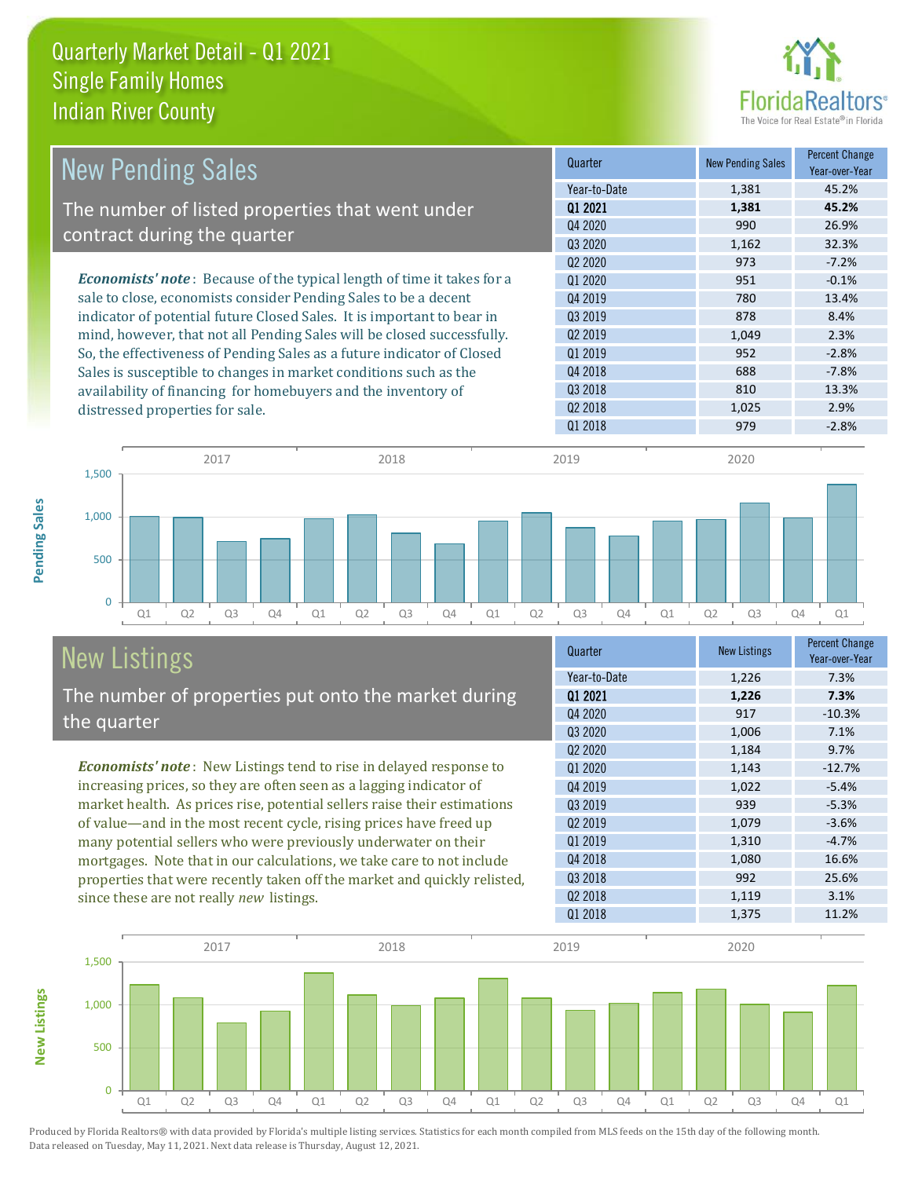# Quarterly Market Detail - Q1 2021
## Single Family Homes
## Indian River County

## New Pending Sales

The number of listed properties that went under contract during the quarter

*Economists' note*: Because of the typical length of time it takes for a sale to close, economists consider Pending Sales to be a decent indicator of potential future Closed Sales. It is important to bear in mind, however, that not all Pending Sales will be closed successfully. So, the effectiveness of Pending Sales as a future indicator of Closed Sales is susceptible to changes in market conditions such as the availability of financing for homebuyers and the inventory of distressed properties for sale.

| Quarter | New Pending Sales | Percent Change Year-over-Year |
|---|---|---|
| Year-to-Date | 1,381 | 45.2% |
| **Q1 2021** | **1,381** | **45.2%** |
| Q4 2020 | 990 | 26.9% |
| Q3 2020 | 1,162 | 32.3% |
| Q2 2020 | 973 | -7.2% |
| Q1 2020 | 951 | -0.1% |
| Q4 2019 | 780 | 13.4% |
| Q3 2019 | 878 | 8.4% |
| Q2 2019 | 1,049 | 2.3% |
| Q1 2019 | 952 | -2.8% |
| Q4 2018 | 688 | -7.8% |
| Q3 2018 | 810 | 13.3% |
| Q2 2018 | 1,025 | 2.9% |
| Q1 2018 | 979 | -2.8% |

## New Listings

The number of properties put onto the market during the quarter

*Economists' note*: New Listings tend to rise in delayed response to increasing prices, so they are often seen as a lagging indicator of market health. As prices rise, potential sellers raise their estimations of value—and in the most recent cycle, rising prices have freed up many potential sellers who were previously underwater on their mortgages. Note that in our calculations, we take care to not include properties that were recently taken off the market and quickly relisted, since these are not really *new* listings.

| Quarter | New Listings | Percent Change Year-over-Year |
|---|---|---|
| Year-to-Date | 1,226 | 7.3% |
| **Q1 2021** | **1,226** | **7.3%** |
| Q4 2020 | 917 | -10.3% |
| Q3 2020 | 1,006 | 7.1% |
| Q2 2020 | 1,184 | 9.7% |
| Q1 2020 | 1,143 | -12.7% |
| Q4 2019 | 1,022 | -5.4% |
| Q3 2019 | 939 | -5.3% |
| Q2 2019 | 1,079 | -3.6% |
| Q1 2019 | 1,310 | -4.7% |
| Q4 2018 | 1,080 | 16.6% |
| Q3 2018 | 992 | 25.6% |
| Q2 2018 | 1,119 | 3.1% |
| Q1 2018 | 1,375 | 11.2% |

Produced by Florida Realtors® with data provided by Florida's multiple listing services. Statistics for each month compiled from MLS feeds on the 15th day of the following month. Data released on Tuesday, May 11, 2021. Next data release is Thursday, August 12, 2021.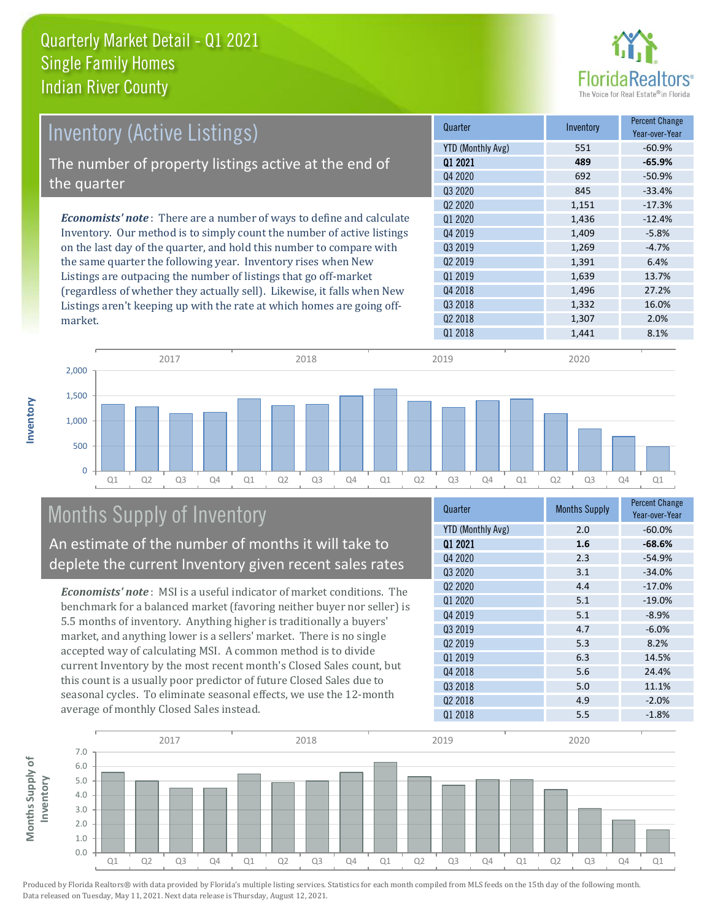# Quarterly Market Detail - Q1 2021
## Single Family Homes
## Indian River County

## Inventory (Active Listings)

The number of property listings active at the end of the quarter

*Economists' note*: There are a number of ways to define and calculate Inventory. Our method is to simply count the number of active listings on the last day of the quarter, and hold this number to compare with the same quarter the following year. Inventory rises when New Listings are outpacing the number of listings that go off-market (regardless of whether they actually sell). Likewise, it falls when New Listings aren't keeping up with the rate at which homes are going off-market.

| Quarter | Inventory | Percent Change Year-over-Year |
|---|---|---|
| YTD (Monthly Avg) | 551 | -60.9% |
| **Q1 2021** | **489** | **-65.9%** |
| Q4 2020 | 692 | -50.9% |
| Q3 2020 | 845 | -33.4% |
| Q2 2020 | 1,151 | -17.3% |
| Q1 2020 | 1,436 | -12.4% |
| Q4 2019 | 1,409 | -5.8% |
| Q3 2019 | 1,269 | -4.7% |
| Q2 2019 | 1,391 | 6.4% |
| Q1 2019 | 1,639 | 13.7% |
| Q4 2018 | 1,496 | 27.2% |
| Q3 2018 | 1,332 | 16.0% |
| Q2 2018 | 1,307 | 2.0% |
| Q1 2018 | 1,441 | 8.1% |

## Months Supply of Inventory

An estimate of the number of months it will take to deplete the current Inventory given recent sales rates

*Economists' note*: MSI is a useful indicator of market conditions. The benchmark for a balanced market (favoring neither buyer nor seller) is 5.5 months of inventory. Anything higher is traditionally a buyers' market, and anything lower is a sellers' market. There is no single accepted way of calculating MSI. A common method is to divide current Inventory by the most recent month's Closed Sales count, but this count is a usually poor predictor of future Closed Sales due to seasonal cycles. To eliminate seasonal effects, we use the 12-month average of monthly Closed Sales instead.

| Quarter | Months Supply | Percent Change Year-over-Year |
|---|---|---|
| YTD (Monthly Avg) | 2.0 | -60.0% |
| **Q1 2021** | **1.6** | **-68.6%** |
| Q4 2020 | 2.3 | -54.9% |
| Q3 2020 | 3.1 | -34.0% |
| Q2 2020 | 4.4 | -17.0% |
| Q1 2020 | 5.1 | -19.0% |
| Q4 2019 | 5.1 | -8.9% |
| Q3 2019 | 4.7 | -6.0% |
| Q2 2019 | 5.3 | 8.2% |
| Q1 2019 | 6.3 | 14.5% |
| Q4 2018 | 5.6 | 24.4% |
| Q3 2018 | 5.0 | 11.1% |
| Q2 2018 | 4.9 | -2.0% |
| Q1 2018 | 5.5 | -1.8% |

Produced by Florida Realtors® with data provided by Florida's multiple listing services. Statistics for each month compiled from MLS feeds on the 15th day of the following month. Data released on Tuesday, May 11, 2021. Next data release is Thursday, August 12, 2021.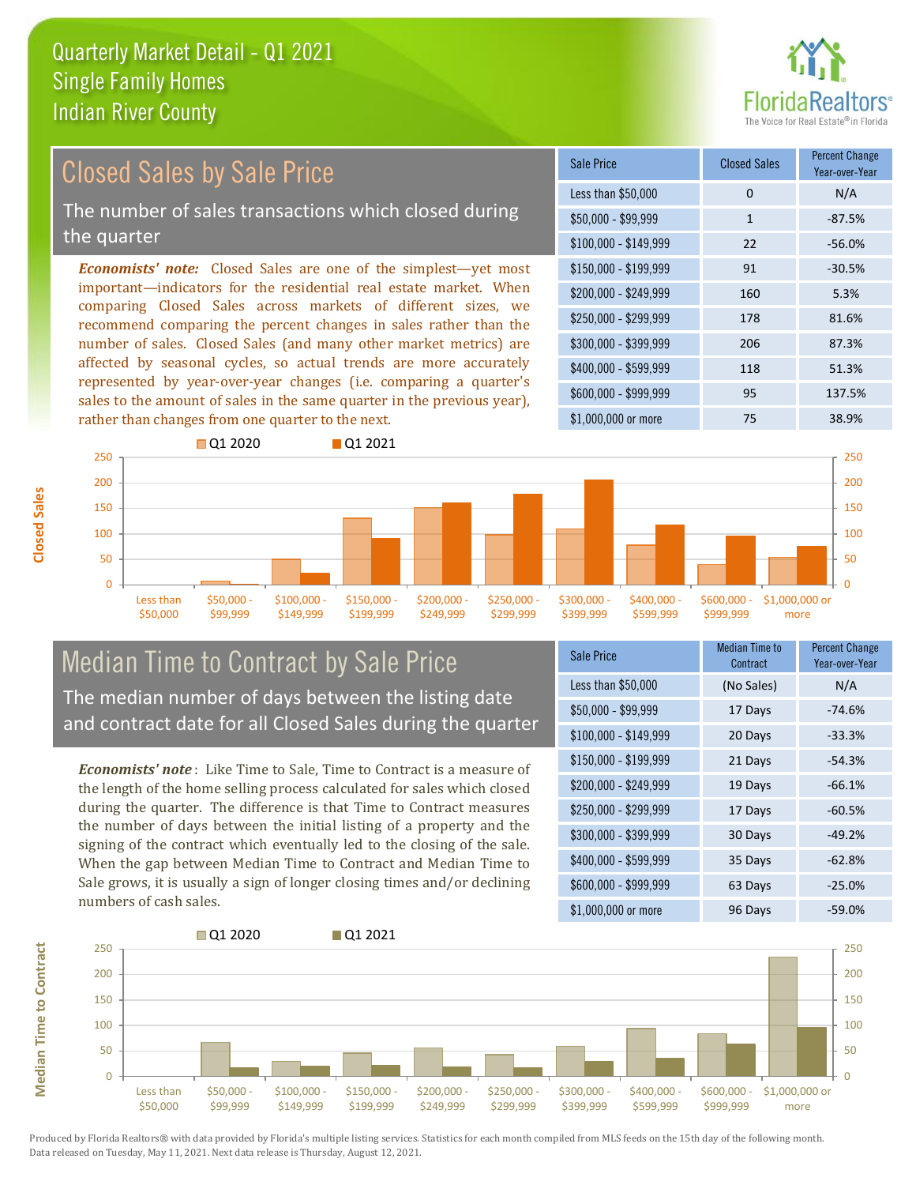# Quarterly Market Detail - Q1 2021
## Single Family Homes
## Indian River County

## Closed Sales by Sale Price

The number of sales transactions which closed during the quarter

*Economists' note:* Closed Sales are one of the simplest—yet most important—indicators for the residential real estate market. When comparing Closed Sales across markets of different sizes, we recommend comparing the percent changes in sales rather than the number of sales. Closed Sales (and many other market metrics) are affected by seasonal cycles, so actual trends are more accurately represented by year-over-year changes (i.e. comparing a quarter's sales to the amount of sales in the same quarter in the previous year), rather than changes from one quarter to the next.

| Sale Price | Closed Sales | Percent Change Year-over-Year |
|---|---|---|
| Less than $50,000 | 0 | N/A |
| $50,000 - $99,999 | 1 | -87.5% |
| $100,000 - $149,999 | 22 | -56.0% |
| $150,000 - $199,999 | 91 | -30.5% |
| $200,000 - $249,999 | 160 | 5.3% |
| $250,000 - $299,999 | 178 | 81.6% |
| $300,000 - $399,999 | 206 | 87.3% |
| $400,000 - $599,999 | 118 | 51.3% |
| $600,000 - $999,999 | 95 | 137.5% |
| $1,000,000 or more | 75 | 38.9% |

## Median Time to Contract by Sale Price

The median number of days between the listing date and contract date for all Closed Sales during the quarter

*Economists' note*: Like Time to Sale, Time to Contract is a measure of the length of the home selling process calculated for sales which closed during the quarter. The difference is that Time to Contract measures the number of days between the initial listing of a property and the signing of the contract which eventually led to the closing of the sale. When the gap between Median Time to Contract and Median Time to Sale grows, it is usually a sign of longer closing times and/or declining numbers of cash sales.

| Sale Price | Median Time to Contract | Percent Change Year-over-Year |
|---|---|---|
| Less than $50,000 | (No Sales) | N/A |
| $50,000 - $99,999 | 17 Days | -74.6% |
| $100,000 - $149,999 | 20 Days | -33.3% |
| $150,000 - $199,999 | 21 Days | -54.3% |
| $200,000 - $249,999 | 19 Days | -66.1% |
| $250,000 - $299,999 | 17 Days | -60.5% |
| $300,000 - $399,999 | 30 Days | -49.2% |
| $400,000 - $599,999 | 35 Days | -62.8% |
| $600,000 - $999,999 | 63 Days | -25.0% |
| $1,000,000 or more | 96 Days | -59.0% |

Produced by Florida Realtors® with data provided by Florida's multiple listing services. Statistics for each month compiled from MLS feeds on the 15th day of the following month. Data released on Tuesday, May 11, 2021. Next data release is Thursday, August 12, 2021.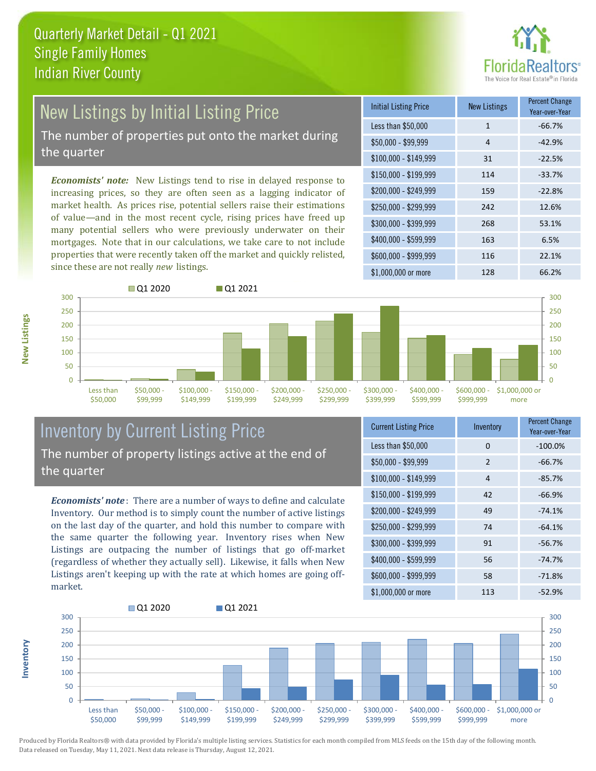# Quarterly Market Detail - Q1 2021
## Single Family Homes
## Indian River County

## New Listings by Initial Listing Price

The number of properties put onto the market during the quarter

*Economists' note:* New Listings tend to rise in delayed response to increasing prices, so they are often seen as a lagging indicator of market health. As prices rise, potential sellers raise their estimations of value—and in the most recent cycle, rising prices have freed up many potential sellers who were previously underwater on their mortgages. Note that in our calculations, we take care to not include properties that were recently taken off the market and quickly relisted, since these are not really *new* listings.

| Initial Listing Price | New Listings | Percent Change Year-over-Year |
|---|---|---|
| Less than $50,000 | 1 | -66.7% |
| $50,000 - $99,999 | 4 | -42.9% |
| $100,000 - $149,999 | 31 | -22.5% |
| $150,000 - $199,999 | 114 | -33.7% |
| $200,000 - $249,999 | 159 | -22.8% |
| $250,000 - $299,999 | 242 | 12.6% |
| $300,000 - $399,999 | 268 | 53.1% |
| $400,000 - $599,999 | 163 | 6.5% |
| $600,000 - $999,999 | 116 | 22.1% |
| $1,000,000 or more | 128 | 66.2% |

## Inventory by Current Listing Price

The number of property listings active at the end of the quarter

*Economists' note*: There are a number of ways to define and calculate Inventory. Our method is to simply count the number of active listings on the last day of the quarter, and hold this number to compare with the same quarter the following year. Inventory rises when New Listings are outpacing the number of listings that go off-market (regardless of whether they actually sell). Likewise, it falls when New Listings aren't keeping up with the rate at which homes are going off-market.

| Current Listing Price | Inventory | Percent Change Year-over-Year |
|---|---|---|
| Less than $50,000 | 0 | -100.0% |
| $50,000 - $99,999 | 2 | -66.7% |
| $100,000 - $149,999 | 4 | -85.7% |
| $150,000 - $199,999 | 42 | -66.9% |
| $200,000 - $249,999 | 49 | -74.1% |
| $250,000 - $299,999 | 74 | -64.1% |
| $300,000 - $399,999 | 91 | -56.7% |
| $400,000 - $599,999 | 56 | -74.7% |
| $600,000 - $999,999 | 58 | -71.8% |
| $1,000,000 or more | 113 | -52.9% |

Produced by Florida Realtors® with data provided by Florida's multiple listing services. Statistics for each month compiled from MLS feeds on the 15th day of the following month. Data released on Tuesday, May 11, 2021. Next data release is Thursday, August 12, 2021.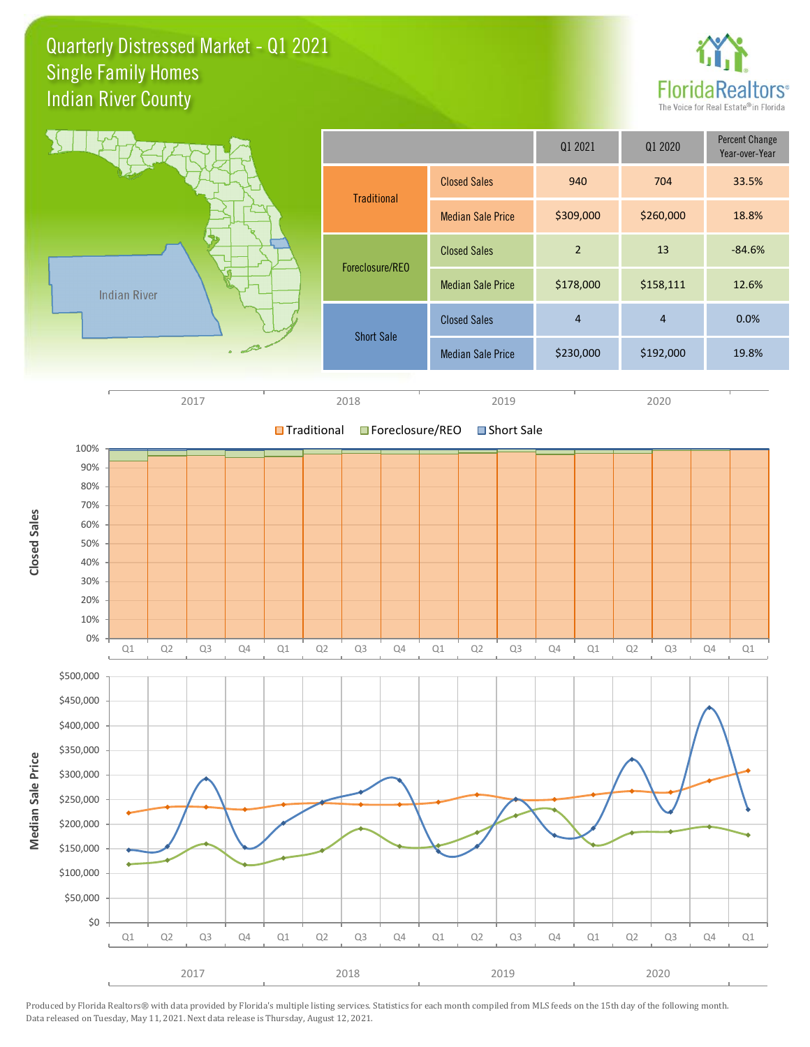# Quarterly Distressed Market - Q1 2021
## Single Family Homes
## Indian River County

FloridaRealtors®
The Voice for Real Estate® in Florida

Indian River

| | | Q1 2021 | Q1 2020 | Percent Change Year-over-Year |
|---|---|---|---|---|
| Traditional | Closed Sales | 940 | 704 | 33.5% |
| | Median Sale Price | $309,000 | $260,000 | 18.8% |
| Foreclosure/REO | Closed Sales | 2 | 13 | -84.6% |
| | Median Sale Price | $178,000 | $158,111 | 12.6% |
| Short Sale | Closed Sales | 4 | 4 | 0.0% |
| | Median Sale Price | $230,000 | $192,000 | 19.8% |

2017 2018 2019 2020

Traditional Foreclosure/REO Short Sale

Closed Sales

100% 90% 80% 70% 60% 50% 40% 30% 20% 10% 0%

Q1 Q2 Q3 Q4 Q1 Q2 Q3 Q4 Q1 Q2 Q3 Q4 Q1 Q2 Q3 Q4 Q1

Median Sale Price

$500,000 $450,000 $400,000 $350,000 $300,000 $250,000 $200,000 $150,000 $100,000 $50,000 $0

Q1 Q2 Q3 Q4 Q1 Q2 Q3 Q4 Q1 Q2 Q3 Q4 Q1 Q2 Q3 Q4 Q1

2017 2018 2019 2020

Produced by Florida Realtors® with data provided by Florida's multiple listing services. Statistics for each month compiled from MLS feeds on the 15th day of the following month. Data released on Tuesday, May 11, 2021. Next data release is Thursday, August 12, 2021.